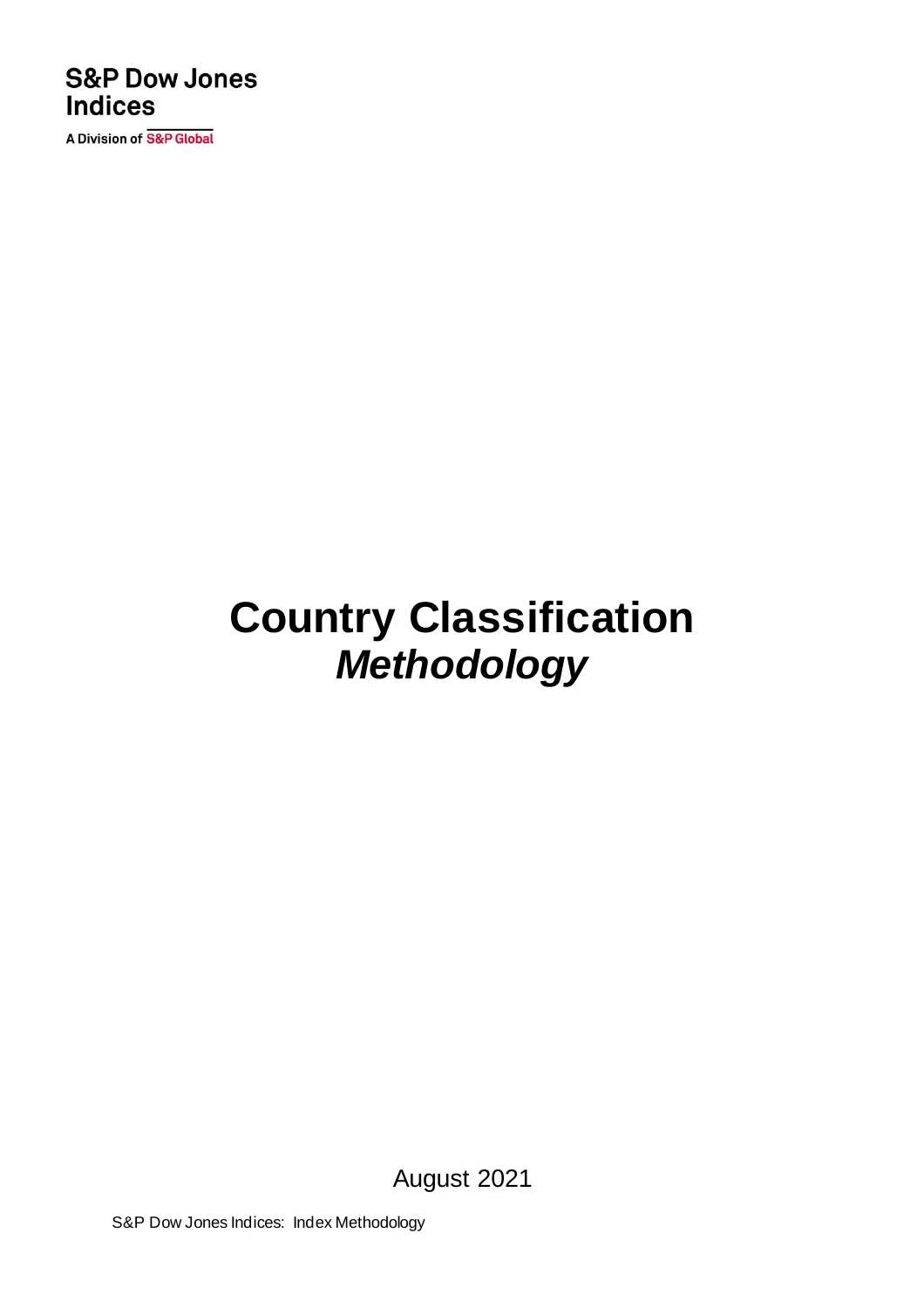S&P Dow Jones Indices

A Division of S&P Global

# Country Classification *Methodology*

August 2021

S&P Dow Jones Indices: Index Methodology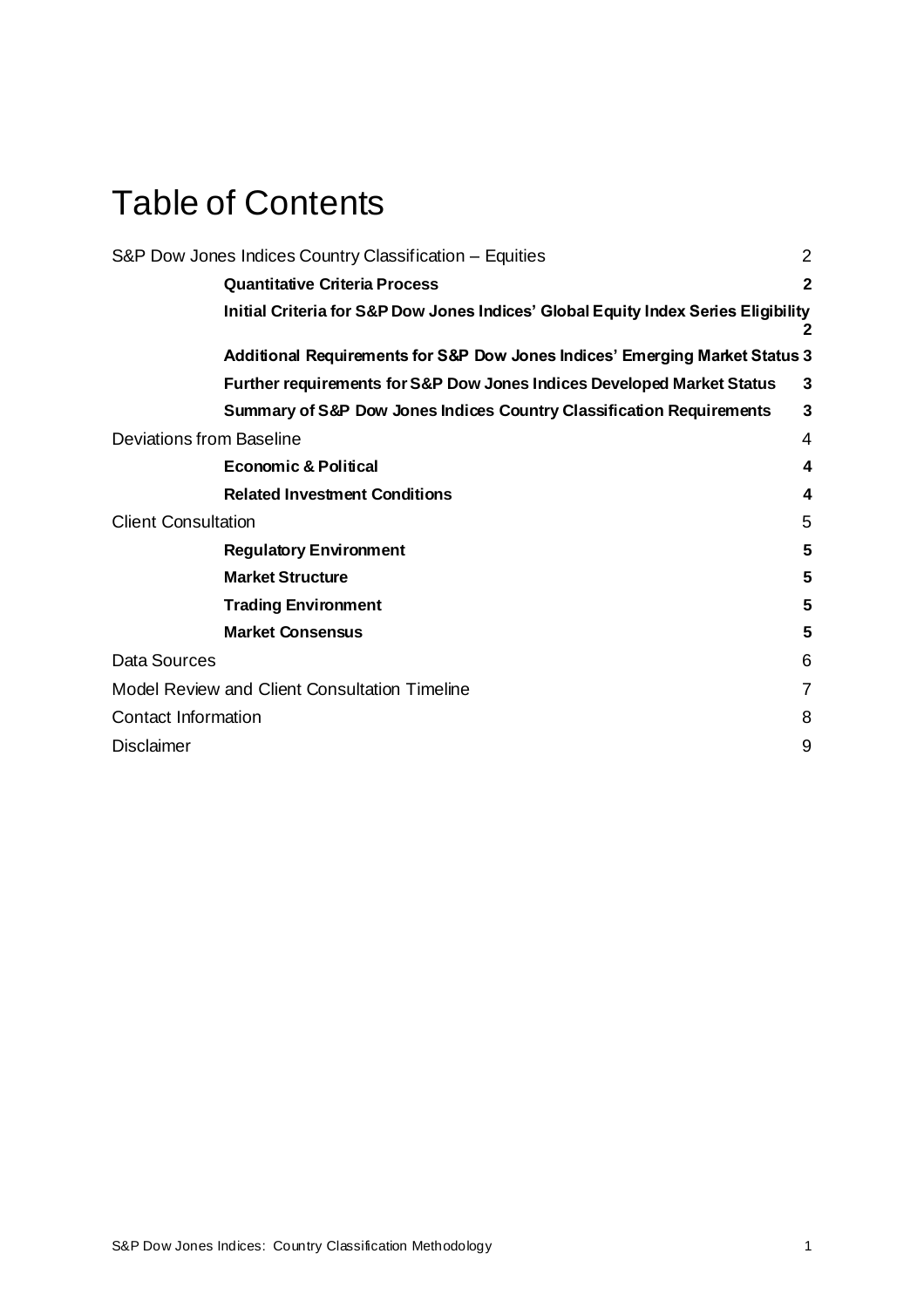# Table of Contents

| | |
|---|---|
| S&P Dow Jones Indices Country Classification – Equities | 2 |
| **Quantitative Criteria Process** | **2** |
| **Initial Criteria for S&P Dow Jones Indices' Global Equity Index Series Eligibility** | **2** |
| **Additional Requirements for S&P Dow Jones Indices' Emerging Market Status** | **3** |
| **Further requirements for S&P Dow Jones Indices Developed Market Status** | **3** |
| **Summary of S&P Dow Jones Indices Country Classification Requirements** | **3** |
| Deviations from Baseline | 4 |
| **Economic & Political** | **4** |
| **Related Investment Conditions** | **4** |
| Client Consultation | 5 |
| **Regulatory Environment** | **5** |
| **Market Structure** | **5** |
| **Trading Environment** | **5** |
| **Market Consensus** | **5** |
| Data Sources | 6 |
| Model Review and Client Consultation Timeline | 7 |
| Contact Information | 8 |
| Disclaimer | 9 |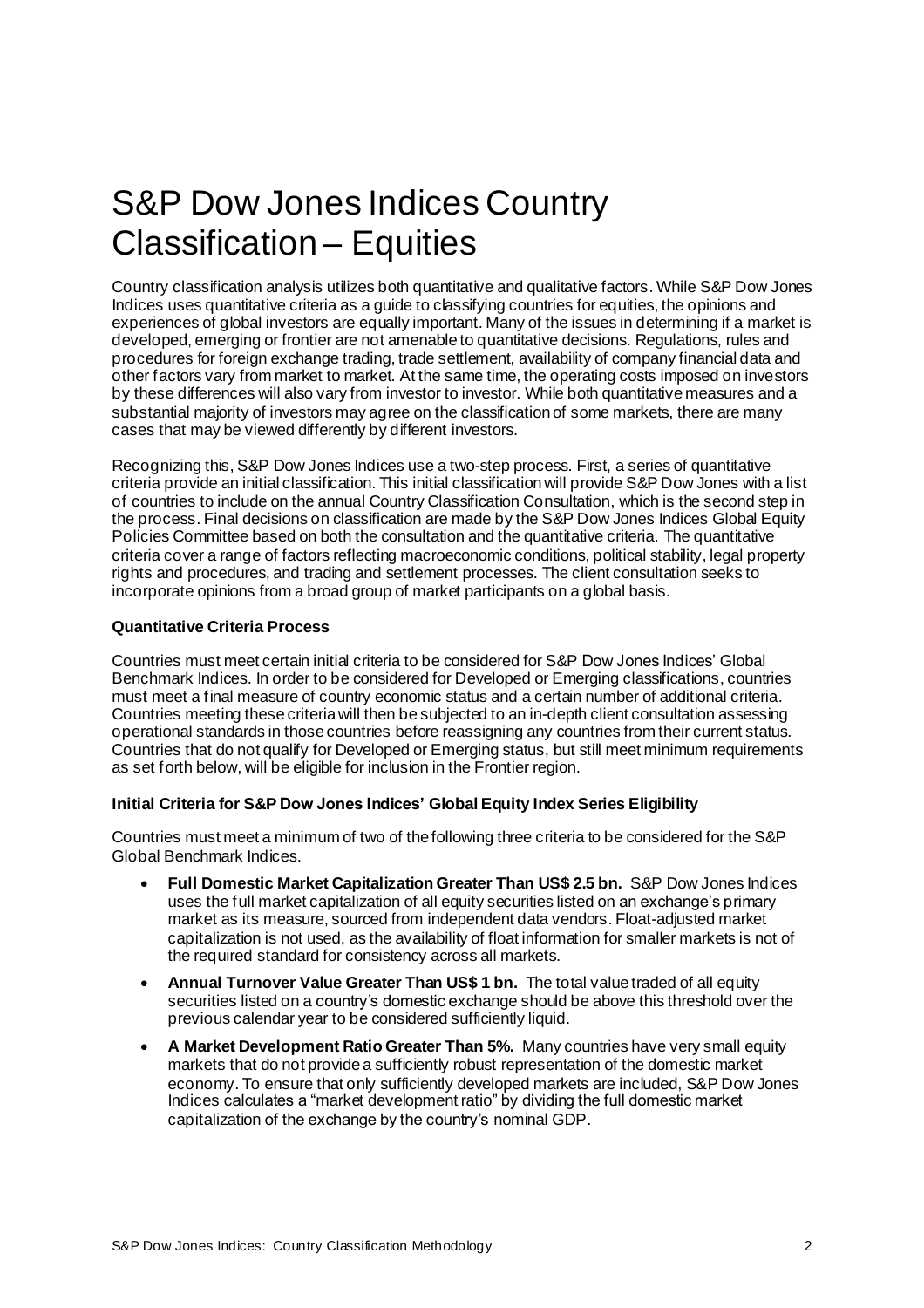# S&P Dow Jones Indices Country Classification – Equities

Country classification analysis utilizes both quantitative and qualitative factors. While S&P Dow Jones Indices uses quantitative criteria as a guide to classifying countries for equities, the opinions and experiences of global investors are equally important. Many of the issues in determining if a market is developed, emerging or frontier are not amenable to quantitative decisions. Regulations, rules and procedures for foreign exchange trading, trade settlement, availability of company financial data and other factors vary from market to market. At the same time, the operating costs imposed on investors by these differences will also vary from investor to investor. While both quantitative measures and a substantial majority of investors may agree on the classification of some markets, there are many cases that may be viewed differently by different investors.

Recognizing this, S&P Dow Jones Indices use a two-step process. First, a series of quantitative criteria provide an initial classification. This initial classification will provide S&P Dow Jones with a list of countries to include on the annual Country Classification Consultation, which is the second step in the process. Final decisions on classification are made by the S&P Dow Jones Indices Global Equity Policies Committee based on both the consultation and the quantitative criteria. The quantitative criteria cover a range of factors reflecting macroeconomic conditions, political stability, legal property rights and procedures, and trading and settlement processes. The client consultation seeks to incorporate opinions from a broad group of market participants on a global basis.

**Quantitative Criteria Process**

Countries must meet certain initial criteria to be considered for S&P Dow Jones Indices' Global Benchmark Indices. In order to be considered for Developed or Emerging classifications, countries must meet a final measure of country economic status and a certain number of additional criteria. Countries meeting these criteria will then be subjected to an in-depth client consultation assessing operational standards in those countries before reassigning any countries from their current status. Countries that do not qualify for Developed or Emerging status, but still meet minimum requirements as set forth below, will be eligible for inclusion in the Frontier region.

**Initial Criteria for S&P Dow Jones Indices' Global Equity Index Series Eligibility**

Countries must meet a minimum of two of the following three criteria to be considered for the S&P Global Benchmark Indices.

- **Full Domestic Market Capitalization Greater Than US$ 2.5 bn.** S&P Dow Jones Indices uses the full market capitalization of all equity securities listed on an exchange's primary market as its measure, sourced from independent data vendors. Float-adjusted market capitalization is not used, as the availability of float information for smaller markets is not of the required standard for consistency across all markets.
- **Annual Turnover Value Greater Than US$ 1 bn.** The total value traded of all equity securities listed on a country's domestic exchange should be above this threshold over the previous calendar year to be considered sufficiently liquid.
- **A Market Development Ratio Greater Than 5%.** Many countries have very small equity markets that do not provide a sufficiently robust representation of the domestic market economy. To ensure that only sufficiently developed markets are included, S&P Dow Jones Indices calculates a "market development ratio" by dividing the full domestic market capitalization of the exchange by the country's nominal GDP.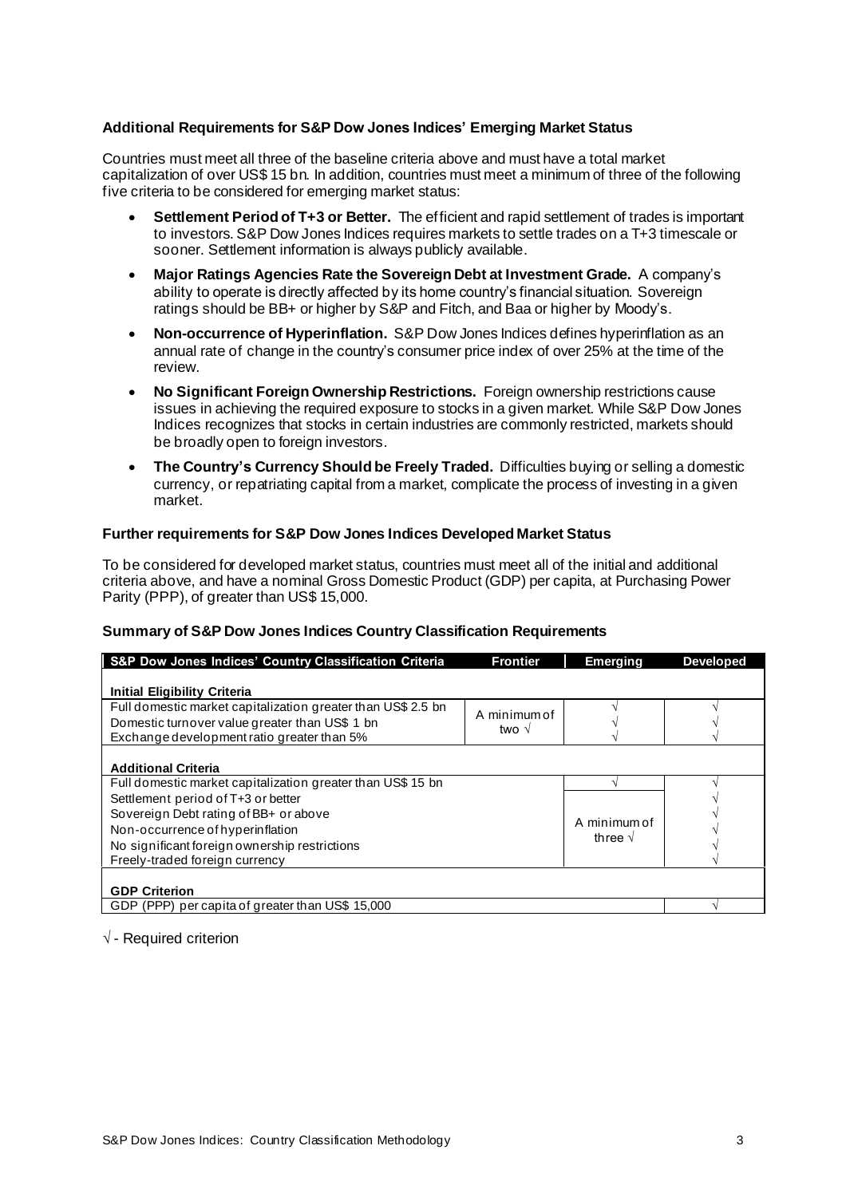### Additional Requirements for S&P Dow Jones Indices' Emerging Market Status

Countries must meet all three of the baseline criteria above and must have a total market capitalization of over US$ 15 bn. In addition, countries must meet a minimum of three of the following five criteria to be considered for emerging market status:

- **Settlement Period of T+3 or Better.** The efficient and rapid settlement of trades is important to investors. S&P Dow Jones Indices requires markets to settle trades on a T+3 timescale or sooner. Settlement information is always publicly available.
- **Major Ratings Agencies Rate the Sovereign Debt at Investment Grade.** A company's ability to operate is directly affected by its home country's financial situation. Sovereign ratings should be BB+ or higher by S&P and Fitch, and Baa or higher by Moody's.
- **Non-occurrence of Hyperinflation.** S&P Dow Jones Indices defines hyperinflation as an annual rate of change in the country's consumer price index of over 25% at the time of the review.
- **No Significant Foreign Ownership Restrictions.** Foreign ownership restrictions cause issues in achieving the required exposure to stocks in a given market. While S&P Dow Jones Indices recognizes that stocks in certain industries are commonly restricted, markets should be broadly open to foreign investors.
- **The Country's Currency Should be Freely Traded.** Difficulties buying or selling a domestic currency, or repatriating capital from a market, complicate the process of investing in a given market.

### Further requirements for S&P Dow Jones Indices Developed Market Status

To be considered for developed market status, countries must meet all of the initial and additional criteria above, and have a nominal Gross Domestic Product (GDP) per capita, at Purchasing Power Parity (PPP), of greater than US$ 15,000.

### Summary of S&P Dow Jones Indices Country Classification Requirements

| S&P Dow Jones Indices' Country Classification Criteria | Frontier | Emerging | Developed |
|---|---|---|---|
| **Initial Eligibility Criteria** | | | |
| Full domestic market capitalization greater than US$ 2.5 bn | A minimum of two √ | √ | √ |
| Domestic turnover value greater than US$ 1 bn | | √ | √ |
| Exchange development ratio greater than 5% | | √ | √ |
| **Additional Criteria** | | | |
| Full domestic market capitalization greater than US$ 15 bn | | √ | √ |
| Settlement period of T+3 or better | | A minimum of three √ | √ |
| Sovereign Debt rating of BB+ or above | | | √ |
| Non-occurrence of hyperinflation | | | √ |
| No significant foreign ownership restrictions | | | √ |
| Freely-traded foreign currency | | | √ |
| **GDP Criterion** | | | |
| GDP (PPP) per capita of greater than US$ 15,000 | | | √ |

√ - Required criterion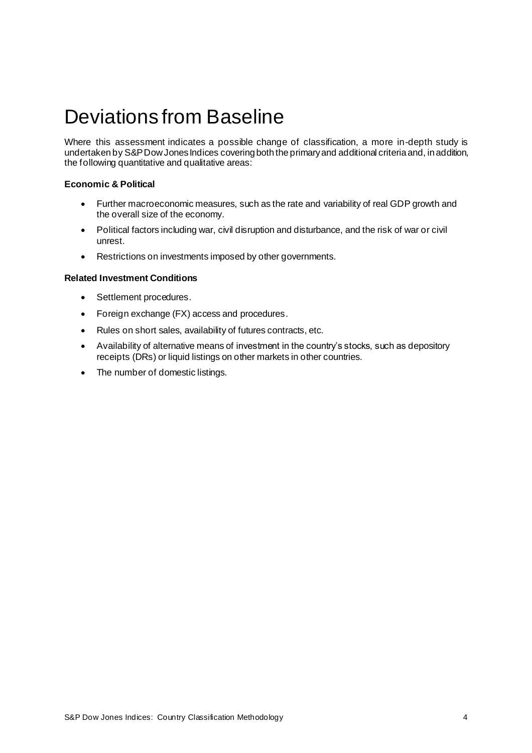# Deviations from Baseline

Where this assessment indicates a possible change of classification, a more in-depth study is undertaken by S&P Dow Jones Indices covering both the primary and additional criteria and, in addition, the following quantitative and qualitative areas:

**Economic & Political**

- Further macroeconomic measures, such as the rate and variability of real GDP growth and the overall size of the economy.
- Political factors including war, civil disruption and disturbance, and the risk of war or civil unrest.
- Restrictions on investments imposed by other governments.

**Related Investment Conditions**

- Settlement procedures.
- Foreign exchange (FX) access and procedures.
- Rules on short sales, availability of futures contracts, etc.
- Availability of alternative means of investment in the country's stocks, such as depository receipts (DRs) or liquid listings on other markets in other countries.
- The number of domestic listings.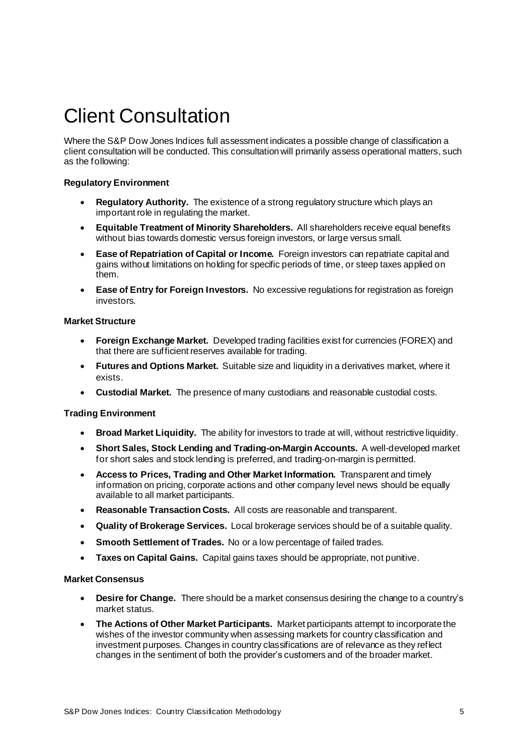# Client Consultation

Where the S&P Dow Jones Indices full assessment indicates a possible change of classification a client consultation will be conducted. This consultation will primarily assess operational matters, such as the following:

**Regulatory Environment**

- **Regulatory Authority.** The existence of a strong regulatory structure which plays an important role in regulating the market.
- **Equitable Treatment of Minority Shareholders.** All shareholders receive equal benefits without bias towards domestic versus foreign investors, or large versus small.
- **Ease of Repatriation of Capital or Income.** Foreign investors can repatriate capital and gains without limitations on holding for specific periods of time, or steep taxes applied on them.
- **Ease of Entry for Foreign Investors.** No excessive regulations for registration as foreign investors.

**Market Structure**

- **Foreign Exchange Market.** Developed trading facilities exist for currencies (FOREX) and that there are sufficient reserves available for trading.
- **Futures and Options Market.** Suitable size and liquidity in a derivatives market, where it exists.
- **Custodial Market.** The presence of many custodians and reasonable custodial costs.

**Trading Environment**

- **Broad Market Liquidity.** The ability for investors to trade at will, without restrictive liquidity.
- **Short Sales, Stock Lending and Trading-on-Margin Accounts.** A well-developed market for short sales and stock lending is preferred, and trading-on-margin is permitted.
- **Access to Prices, Trading and Other Market Information.** Transparent and timely information on pricing, corporate actions and other company level news should be equally available to all market participants.
- **Reasonable Transaction Costs.** All costs are reasonable and transparent.
- **Quality of Brokerage Services.** Local brokerage services should be of a suitable quality.
- **Smooth Settlement of Trades.** No or a low percentage of failed trades.
- **Taxes on Capital Gains.** Capital gains taxes should be appropriate, not punitive.

**Market Consensus**

- **Desire for Change.** There should be a market consensus desiring the change to a country's market status.
- **The Actions of Other Market Participants.** Market participants attempt to incorporate the wishes of the investor community when assessing markets for country classification and investment purposes. Changes in country classifications are of relevance as they reflect changes in the sentiment of both the provider's customers and of the broader market.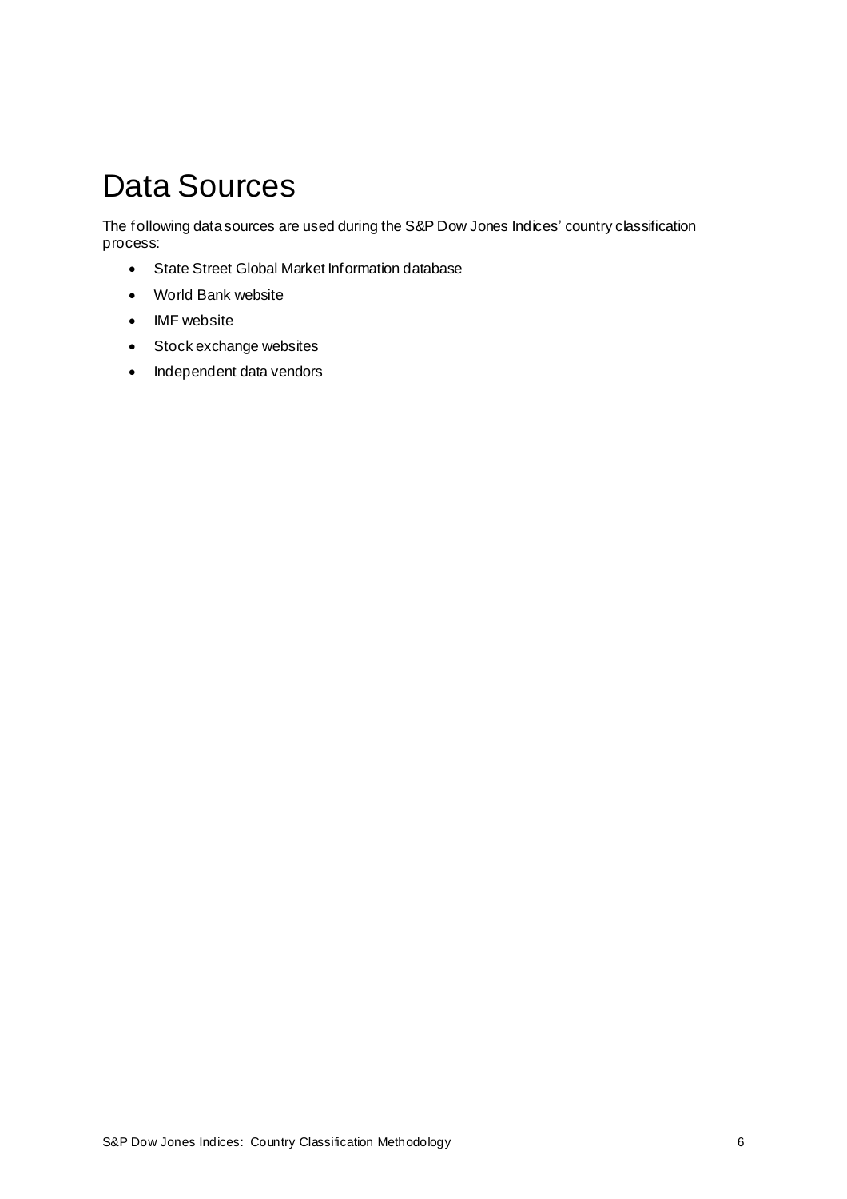# Data Sources

The following data sources are used during the S&P Dow Jones Indices' country classification process:

- State Street Global Market Information database
- World Bank website
- IMF website
- Stock exchange websites
- Independent data vendors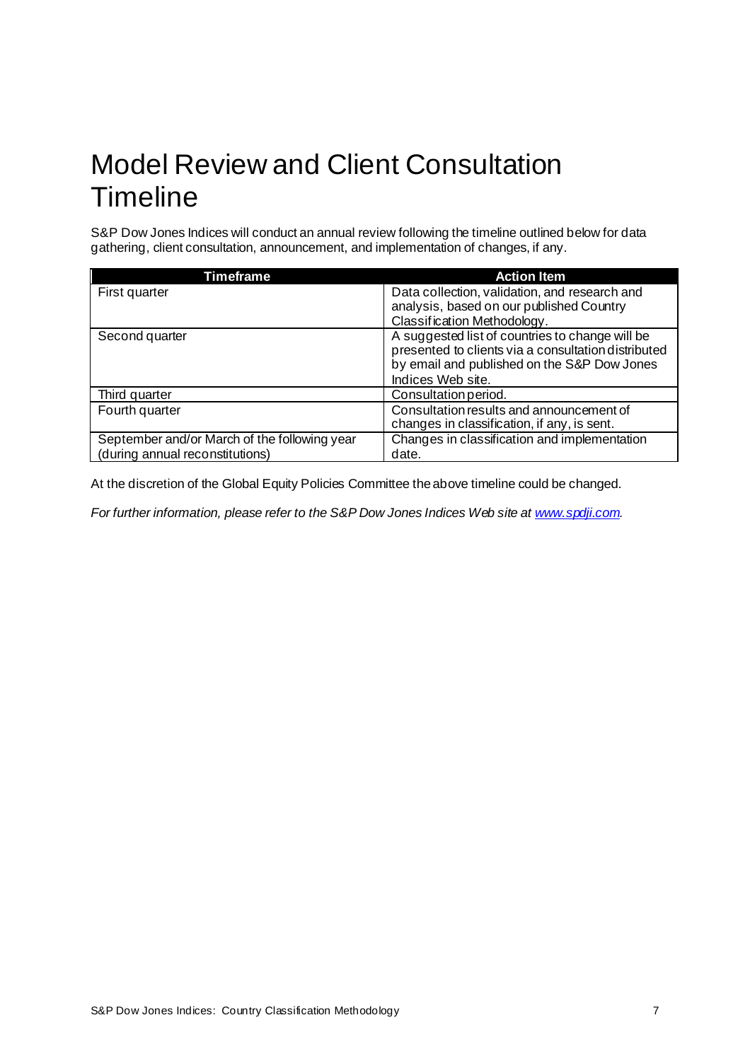# Model Review and Client Consultation Timeline

S&P Dow Jones Indices will conduct an annual review following the timeline outlined below for data gathering, client consultation, announcement, and implementation of changes, if any.

| Timeframe | Action Item |
|---|---|
| First quarter | Data collection, validation, and research and analysis, based on our published Country Classification Methodology. |
| Second quarter | A suggested list of countries to change will be presented to clients via a consultation distributed by email and published on the S&P Dow Jones Indices Web site. |
| Third quarter | Consultation period. |
| Fourth quarter | Consultation results and announcement of changes in classification, if any, is sent. |
| September and/or March of the following year (during annual reconstitutions) | Changes in classification and implementation date. |

At the discretion of the Global Equity Policies Committee the above timeline could be changed.

*For further information, please refer to the S&P Dow Jones Indices Web site at [www.spdji.com](http://www.spdji.com).*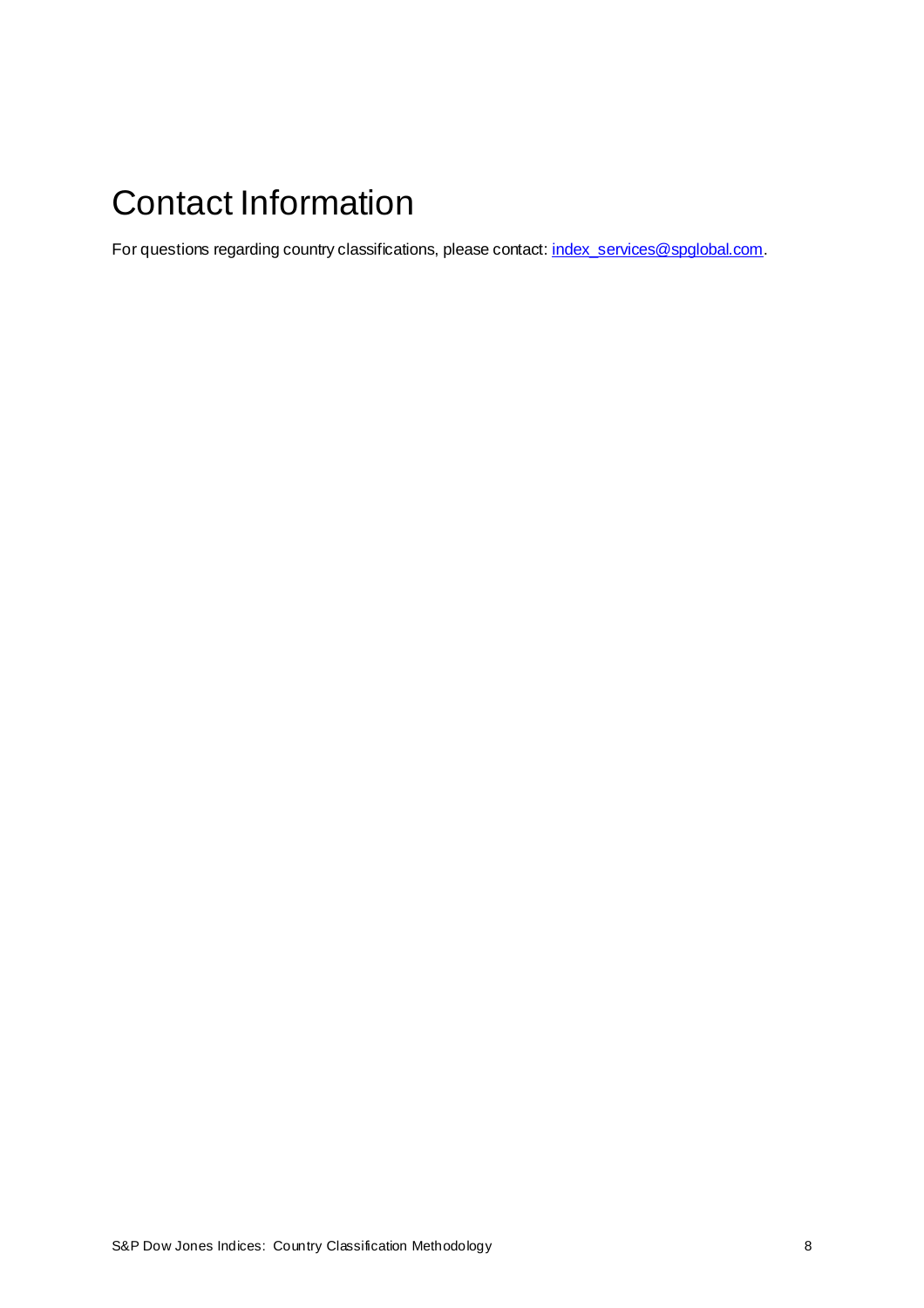# Contact Information

For questions regarding country classifications, please contact: [index_services@spglobal.com](mailto:index_services@spglobal.com).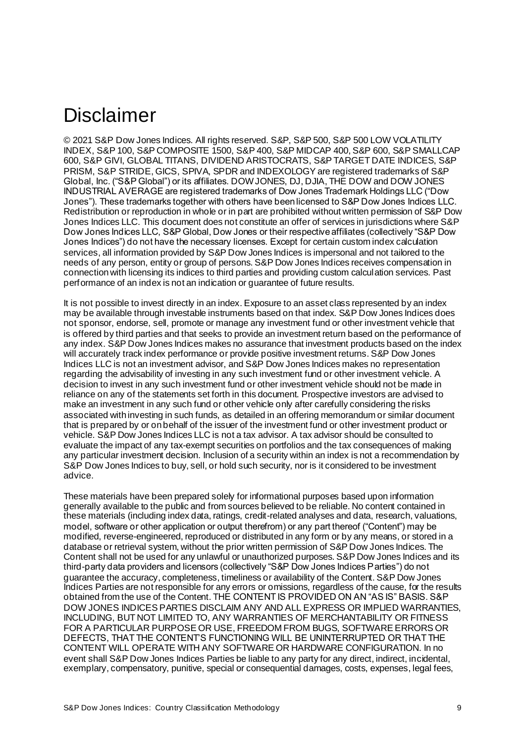# Disclaimer

© 2021 S&P Dow Jones Indices. All rights reserved. S&P, S&P 500, S&P 500 LOW VOLATILITY INDEX, S&P 100, S&P COMPOSITE 1500, S&P 400, S&P MIDCAP 400, S&P 600, S&P SMALLCAP 600, S&P GIVI, GLOBAL TITANS, DIVIDEND ARISTOCRATS, S&P TARGET DATE INDICES, S&P PRISM, S&P STRIDE, GICS, SPIVA, SPDR and INDEXOLOGY are registered trademarks of S&P Global, Inc. ("S&P Global") or its affiliates. DOW JONES, DJ, DJIA, THE DOW and DOW JONES INDUSTRIAL AVERAGE are registered trademarks of Dow Jones Trademark Holdings LLC ("Dow Jones"). These trademarks together with others have been licensed to S&P Dow Jones Indices LLC. Redistribution or reproduction in whole or in part are prohibited without written permission of S&P Dow Jones Indices LLC. This document does not constitute an offer of services in jurisdictions where S&P Dow Jones Indices LLC, S&P Global, Dow Jones or their respective affiliates (collectively "S&P Dow Jones Indices") do not have the necessary licenses. Except for certain custom index calculation services, all information provided by S&P Dow Jones Indices is impersonal and not tailored to the needs of any person, entity or group of persons. S&P Dow Jones Indices receives compensation in connection with licensing its indices to third parties and providing custom calculation services. Past performance of an index is not an indication or guarantee of future results.

It is not possible to invest directly in an index. Exposure to an asset class represented by an index may be available through investable instruments based on that index. S&P Dow Jones Indices does not sponsor, endorse, sell, promote or manage any investment fund or other investment vehicle that is offered by third parties and that seeks to provide an investment return based on the performance of any index. S&P Dow Jones Indices makes no assurance that investment products based on the index will accurately track index performance or provide positive investment returns. S&P Dow Jones Indices LLC is not an investment advisor, and S&P Dow Jones Indices makes no representation regarding the advisability of investing in any such investment fund or other investment vehicle. A decision to invest in any such investment fund or other investment vehicle should not be made in reliance on any of the statements set forth in this document. Prospective investors are advised to make an investment in any such fund or other vehicle only after carefully considering the risks associated with investing in such funds, as detailed in an offering memorandum or similar document that is prepared by or on behalf of the issuer of the investment fund or other investment product or vehicle. S&P Dow Jones Indices LLC is not a tax advisor. A tax advisor should be consulted to evaluate the impact of any tax-exempt securities on portfolios and the tax consequences of making any particular investment decision. Inclusion of a security within an index is not a recommendation by S&P Dow Jones Indices to buy, sell, or hold such security, nor is it considered to be investment advice.

These materials have been prepared solely for informational purposes based upon information generally available to the public and from sources believed to be reliable. No content contained in these materials (including index data, ratings, credit-related analyses and data, research, valuations, model, software or other application or output therefrom) or any part thereof ("Content") may be modified, reverse-engineered, reproduced or distributed in any form or by any means, or stored in a database or retrieval system, without the prior written permission of S&P Dow Jones Indices. The Content shall not be used for any unlawful or unauthorized purposes. S&P Dow Jones Indices and its third-party data providers and licensors (collectively "S&P Dow Jones Indices Parties") do not guarantee the accuracy, completeness, timeliness or availability of the Content. S&P Dow Jones Indices Parties are not responsible for any errors or omissions, regardless of the cause, for the results obtained from the use of the Content. THE CONTENT IS PROVIDED ON AN "AS IS" BASIS. S&P DOW JONES INDICES PARTIES DISCLAIM ANY AND ALL EXPRESS OR IMPLIED WARRANTIES, INCLUDING, BUT NOT LIMITED TO, ANY WARRANTIES OF MERCHANTABILITY OR FITNESS FOR A PARTICULAR PURPOSE OR USE, FREEDOM FROM BUGS, SOFTWARE ERRORS OR DEFECTS, THAT THE CONTENT'S FUNCTIONING WILL BE UNINTERRUPTED OR THAT THE CONTENT WILL OPERATE WITH ANY SOFTWARE OR HARDWARE CONFIGURATION. In no event shall S&P Dow Jones Indices Parties be liable to any party for any direct, indirect, incidental, exemplary, compensatory, punitive, special or consequential damages, costs, expenses, legal fees,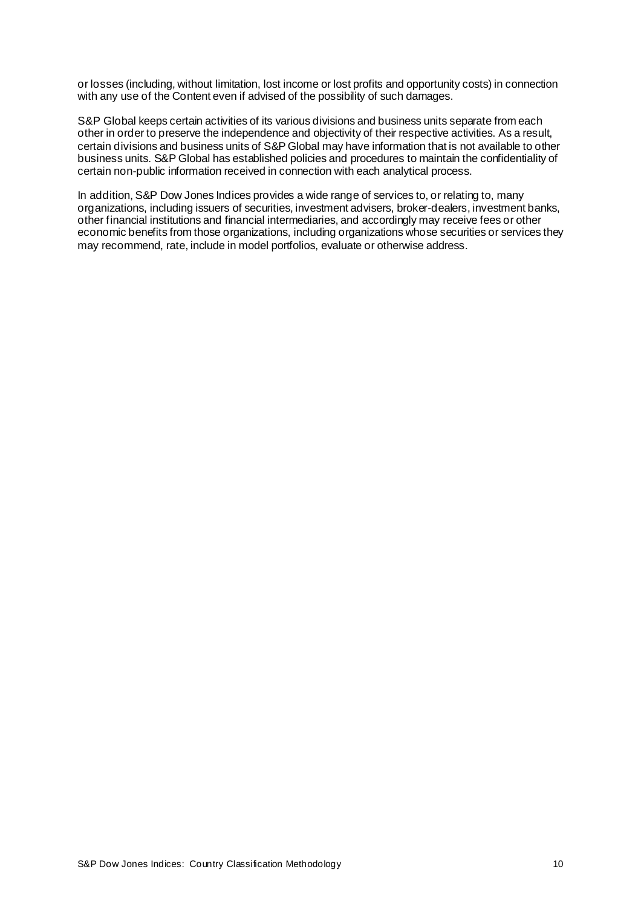or losses (including, without limitation, lost income or lost profits and opportunity costs) in connection with any use of the Content even if advised of the possibility of such damages.

S&P Global keeps certain activities of its various divisions and business units separate from each other in order to preserve the independence and objectivity of their respective activities. As a result, certain divisions and business units of S&P Global may have information that is not available to other business units. S&P Global has established policies and procedures to maintain the confidentiality of certain non-public information received in connection with each analytical process.

In addition, S&P Dow Jones Indices provides a wide range of services to, or relating to, many organizations, including issuers of securities, investment advisers, broker-dealers, investment banks, other financial institutions and financial intermediaries, and accordingly may receive fees or other economic benefits from those organizations, including organizations whose securities or services they may recommend, rate, include in model portfolios, evaluate or otherwise address.